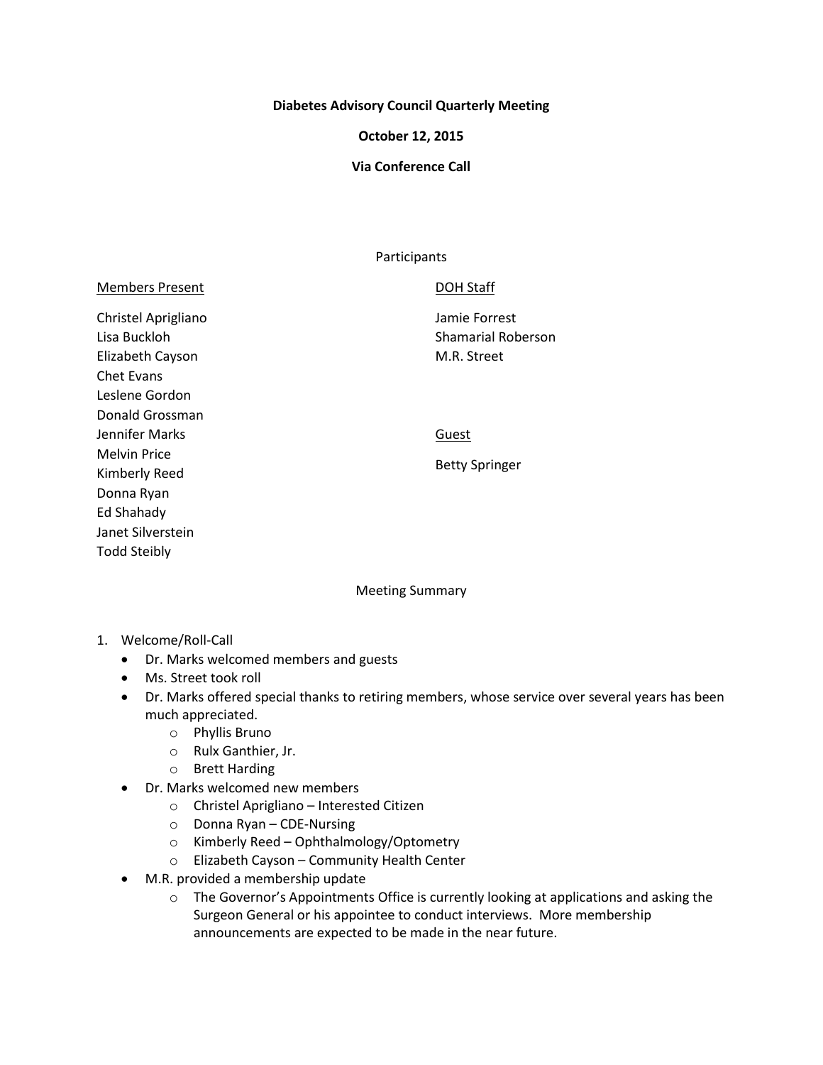# Diabetes Advisory Council Quarterly Meeting

**October 12, 2015**

**Via Conference Call**

Participants

**Members Present**

Christel Aprigliano
Lisa Buckloh
Elizabeth Cayson
Chet Evans
Leslene Gordon
Donald Grossman
Jennifer Marks
Melvin Price
Kimberly Reed
Donna Ryan
Ed Shahady
Janet Silverstein
Todd Steibly

**DOH Staff**

Jamie Forrest
Shamarial Roberson
M.R. Street

**Guest**

Betty Springer

Meeting Summary

1. Welcome/Roll-Call
   - Dr. Marks welcomed members and guests
   - Ms. Street took roll
   - Dr. Marks offered special thanks to retiring members, whose service over several years has been much appreciated.
     - Phyllis Bruno
     - Rulx Ganthier, Jr.
     - Brett Harding
   - Dr. Marks welcomed new members
     - Christel Aprigliano – Interested Citizen
     - Donna Ryan – CDE-Nursing
     - Kimberly Reed – Ophthalmology/Optometry
     - Elizabeth Cayson – Community Health Center
   - M.R. provided a membership update
     - The Governor's Appointments Office is currently looking at applications and asking the Surgeon General or his appointee to conduct interviews. More membership announcements are expected to be made in the near future.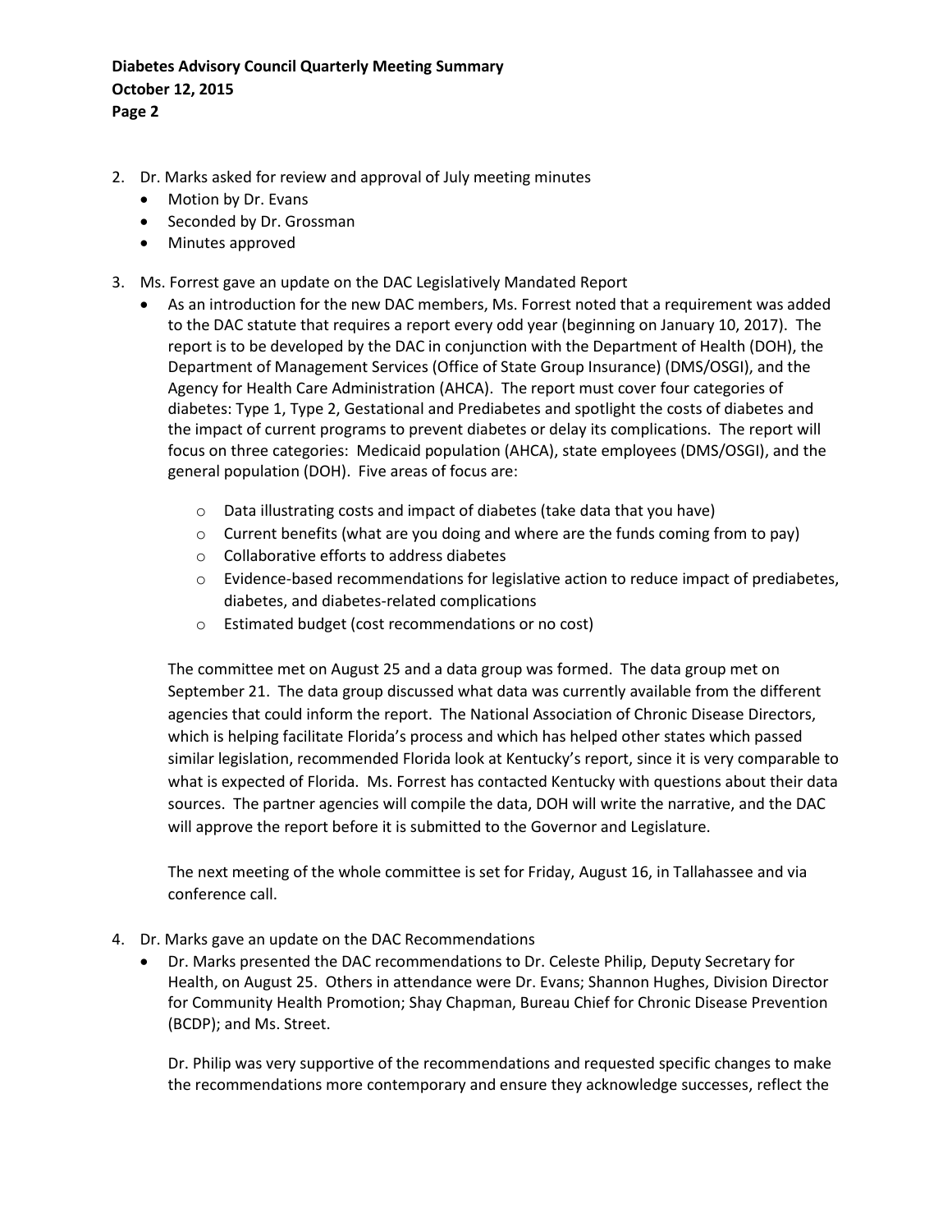2. Dr. Marks asked for review and approval of July meeting minutes
   - Motion by Dr. Evans
   - Seconded by Dr. Grossman
   - Minutes approved

3. Ms. Forrest gave an update on the DAC Legislatively Mandated Report
   - As an introduction for the new DAC members, Ms. Forrest noted that a requirement was added to the DAC statute that requires a report every odd year (beginning on January 10, 2017). The report is to be developed by the DAC in conjunction with the Department of Health (DOH), the Department of Management Services (Office of State Group Insurance) (DMS/OSGI), and the Agency for Health Care Administration (AHCA). The report must cover four categories of diabetes: Type 1, Type 2, Gestational and Prediabetes and spotlight the costs of diabetes and the impact of current programs to prevent diabetes or delay its complications. The report will focus on three categories: Medicaid population (AHCA), state employees (DMS/OSGI), and the general population (DOH). Five areas of focus are:
     - Data illustrating costs and impact of diabetes (take data that you have)
     - Current benefits (what are you doing and where are the funds coming from to pay)
     - Collaborative efforts to address diabetes
     - Evidence-based recommendations for legislative action to reduce impact of prediabetes, diabetes, and diabetes-related complications
     - Estimated budget (cost recommendations or no cost)

   The committee met on August 25 and a data group was formed. The data group met on September 21. The data group discussed what data was currently available from the different agencies that could inform the report. The National Association of Chronic Disease Directors, which is helping facilitate Florida's process and which has helped other states which passed similar legislation, recommended Florida look at Kentucky's report, since it is very comparable to what is expected of Florida. Ms. Forrest has contacted Kentucky with questions about their data sources. The partner agencies will compile the data, DOH will write the narrative, and the DAC will approve the report before it is submitted to the Governor and Legislature.

   The next meeting of the whole committee is set for Friday, August 16, in Tallahassee and via conference call.

4. Dr. Marks gave an update on the DAC Recommendations
   - Dr. Marks presented the DAC recommendations to Dr. Celeste Philip, Deputy Secretary for Health, on August 25. Others in attendance were Dr. Evans; Shannon Hughes, Division Director for Community Health Promotion; Shay Chapman, Bureau Chief for Chronic Disease Prevention (BCDP); and Ms. Street.

   Dr. Philip was very supportive of the recommendations and requested specific changes to make the recommendations more contemporary and ensure they acknowledge successes, reflect the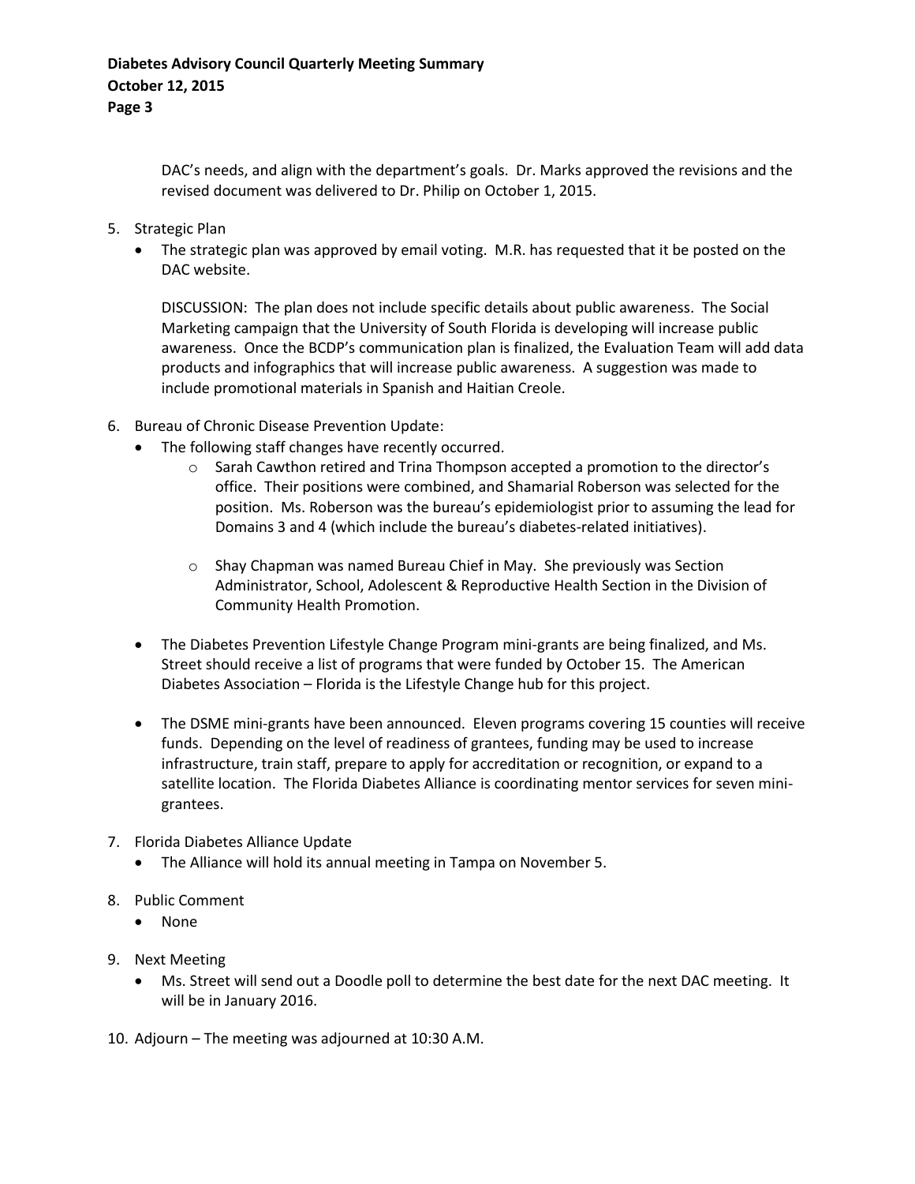DAC's needs, and align with the department's goals. Dr. Marks approved the revisions and the revised document was delivered to Dr. Philip on October 1, 2015.

5. Strategic Plan
   - The strategic plan was approved by email voting. M.R. has requested that it be posted on the DAC website.

     DISCUSSION: The plan does not include specific details about public awareness. The Social Marketing campaign that the University of South Florida is developing will increase public awareness. Once the BCDP's communication plan is finalized, the Evaluation Team will add data products and infographics that will increase public awareness. A suggestion was made to include promotional materials in Spanish and Haitian Creole.

6. Bureau of Chronic Disease Prevention Update:
   - The following staff changes have recently occurred.
     - Sarah Cawthon retired and Trina Thompson accepted a promotion to the director's office. Their positions were combined, and Shamarial Roberson was selected for the position. Ms. Roberson was the bureau's epidemiologist prior to assuming the lead for Domains 3 and 4 (which include the bureau's diabetes-related initiatives).
     - Shay Chapman was named Bureau Chief in May. She previously was Section Administrator, School, Adolescent & Reproductive Health Section in the Division of Community Health Promotion.
   - The Diabetes Prevention Lifestyle Change Program mini-grants are being finalized, and Ms. Street should receive a list of programs that were funded by October 15. The American Diabetes Association – Florida is the Lifestyle Change hub for this project.
   - The DSME mini-grants have been announced. Eleven programs covering 15 counties will receive funds. Depending on the level of readiness of grantees, funding may be used to increase infrastructure, train staff, prepare to apply for accreditation or recognition, or expand to a satellite location. The Florida Diabetes Alliance is coordinating mentor services for seven mini-grantees.

7. Florida Diabetes Alliance Update
   - The Alliance will hold its annual meeting in Tampa on November 5.

8. Public Comment
   - None

9. Next Meeting
   - Ms. Street will send out a Doodle poll to determine the best date for the next DAC meeting. It will be in January 2016.

10. Adjourn – The meeting was adjourned at 10:30 A.M.